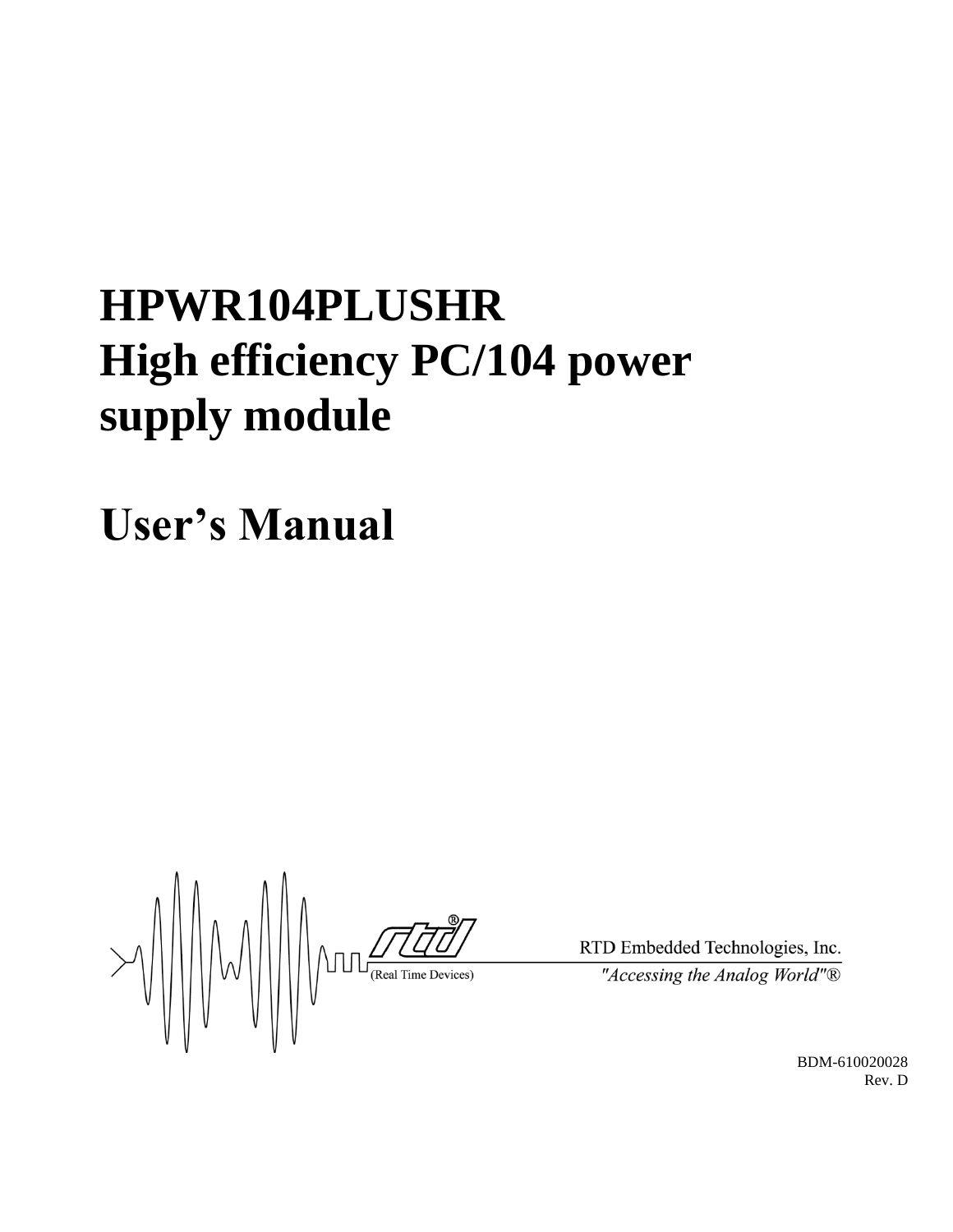# HPWR104PLUSHR
# High efficiency PC/104 power supply module

# User's Manual

RTD Embedded Technologies, Inc.

(Real Time Devices)

*"Accessing the Analog World"®*

BDM-610020028
Rev. D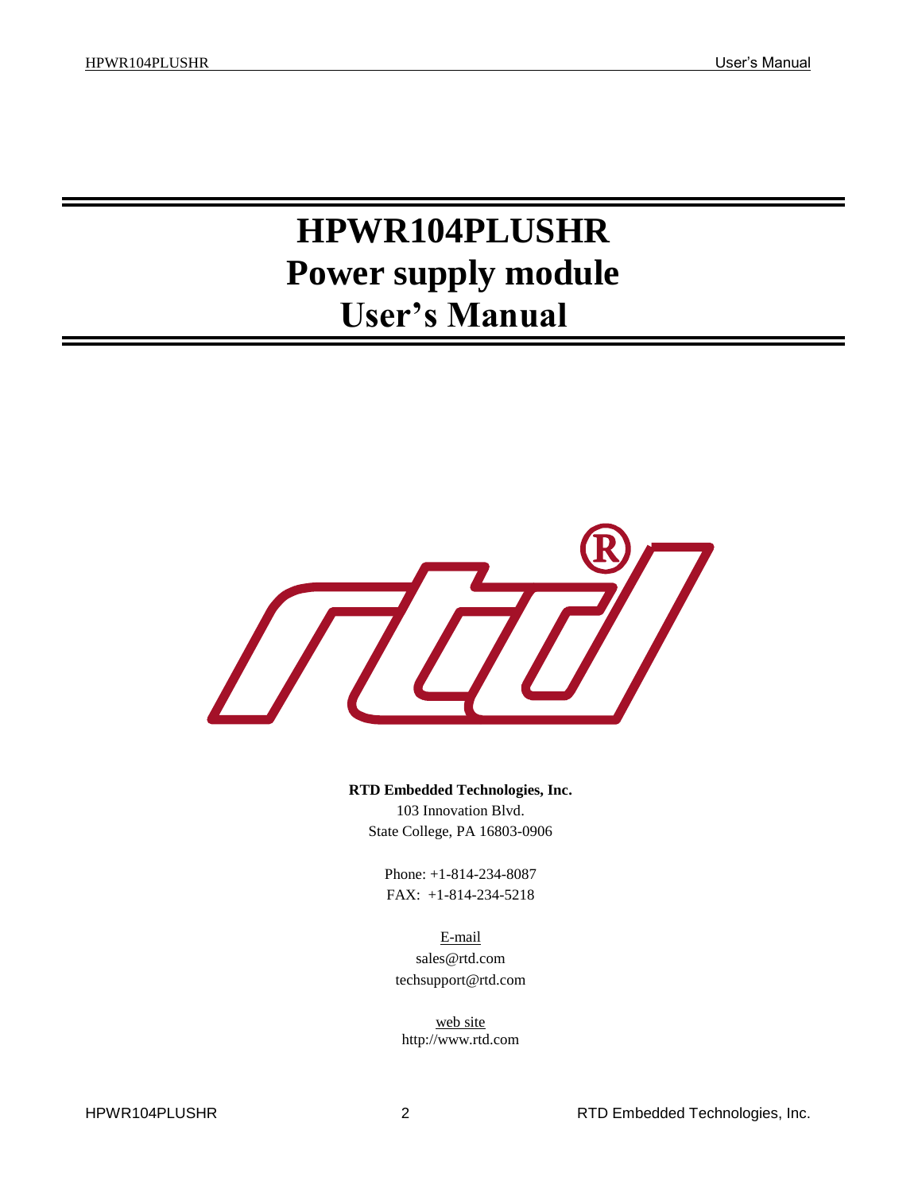# HPWR104PLUSHR
# Power supply module
# User's Manual

**RTD Embedded Technologies, Inc.**

103 Innovation Blvd.
State College, PA 16803-0906

Phone: +1-814-234-8087
FAX: +1-814-234-5218

E-mail
sales@rtd.com
techsupport@rtd.com

web site
http://www.rtd.com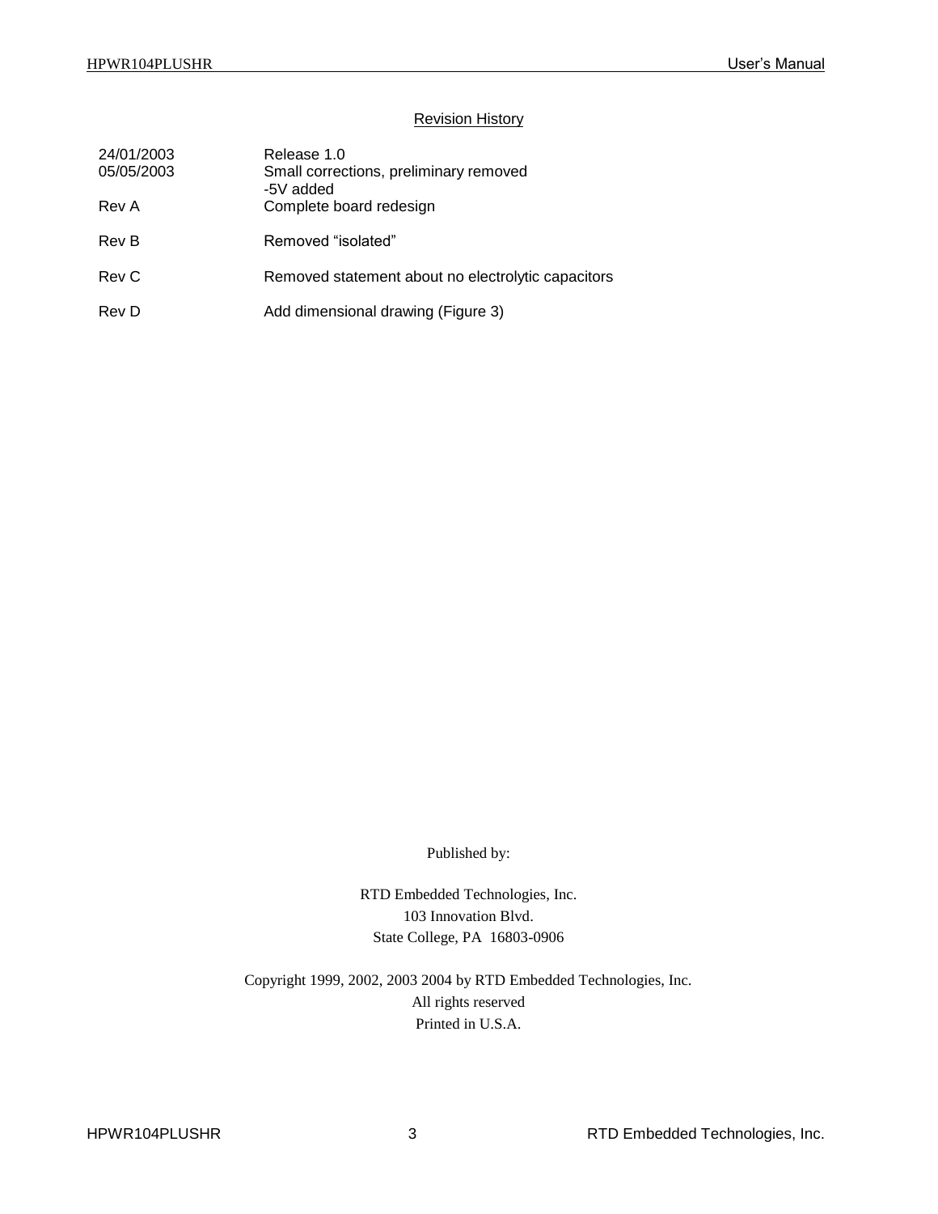## Revision History

| | |
|---|---|
| 24/01/2003 | Release 1.0 |
| 05/05/2003 | Small corrections, preliminary removed<br>-5V added |
| Rev A | Complete board redesign |
| Rev B | Removed “isolated” |
| Rev C | Removed statement about no electrolytic capacitors |
| Rev D | Add dimensional drawing (Figure 3) |

Published by:

RTD Embedded Technologies, Inc.
103 Innovation Blvd.
State College, PA 16803-0906

Copyright 1999, 2002, 2003 2004 by RTD Embedded Technologies, Inc.
All rights reserved
Printed in U.S.A.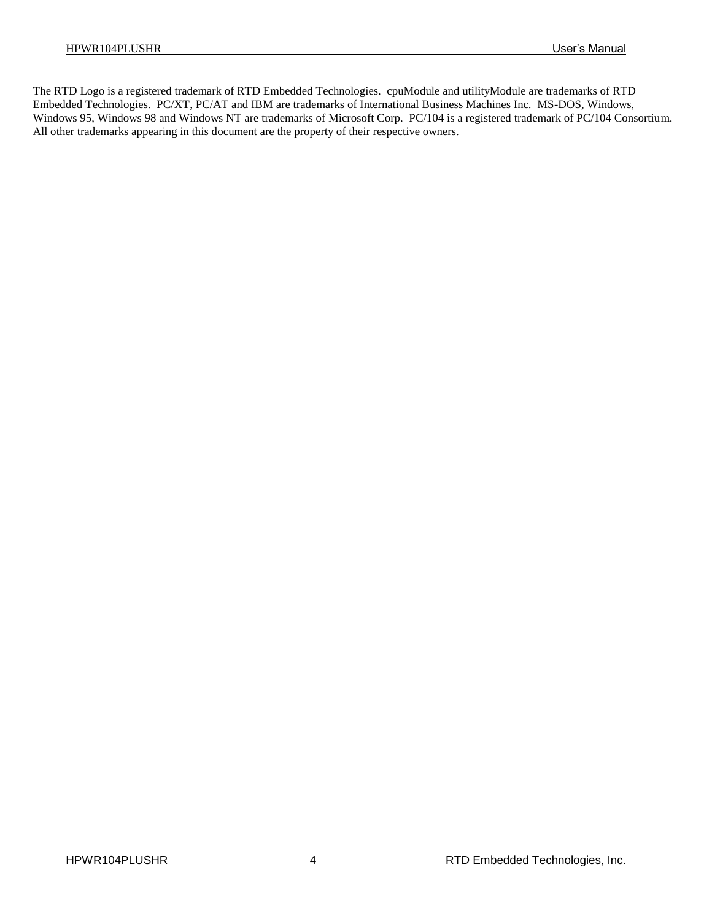The RTD Logo is a registered trademark of RTD Embedded Technologies. cpuModule and utilityModule are trademarks of RTD Embedded Technologies. PC/XT, PC/AT and IBM are trademarks of International Business Machines Inc. MS-DOS, Windows, Windows 95, Windows 98 and Windows NT are trademarks of Microsoft Corp. PC/104 is a registered trademark of PC/104 Consortium. All other trademarks appearing in this document are the property of their respective owners.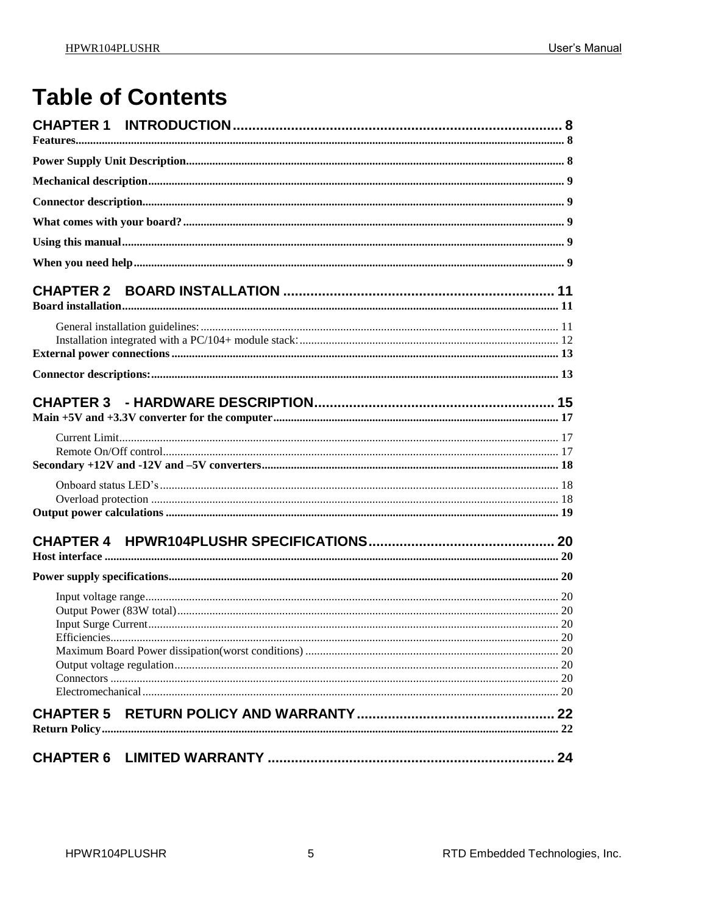# Table of Contents

**CHAPTER 1 INTRODUCTION** ........ 8

- **Features** ........ 8
- **Power Supply Unit Description** ........ 8
- **Mechanical description** ........ 9
- **Connector description** ........ 9
- **What comes with your board?** ........ 9
- **Using this manual** ........ 9
- **When you need help** ........ 9

**CHAPTER 2 BOARD INSTALLATION** ........ 11

- **Board installation** ........ 11
  - General installation guidelines: ........ 11
  - Installation integrated with a PC/104+ module stack: ........ 12
- **External power connections** ........ 13
- **Connector descriptions:** ........ 13

**CHAPTER 3 - HARDWARE DESCRIPTION** ........ 15

- **Main +5V and +3.3V converter for the computer** ........ 17
  - Current Limit ........ 17
  - Remote On/Off control ........ 17
- **Secondary +12V and -12V and –5V converters** ........ 18
  - Onboard status LED's ........ 18
  - Overload protection ........ 18
- **Output power calculations** ........ 19

**CHAPTER 4 HPWR104PLUSHR SPECIFICATIONS** ........ 20

- **Host interface** ........ 20
- **Power supply specifications** ........ 20
  - Input voltage range ........ 20
  - Output Power (83W total) ........ 20
  - Input Surge Current ........ 20
  - Efficiencies ........ 20
  - Maximum Board Power dissipation(worst conditions) ........ 20
  - Output voltage regulation ........ 20
  - Connectors ........ 20
  - Electromechanical ........ 20

**CHAPTER 5 RETURN POLICY AND WARRANTY** ........ 22

- **Return Policy** ........ 22

**CHAPTER 6 LIMITED WARRANTY** ........ 24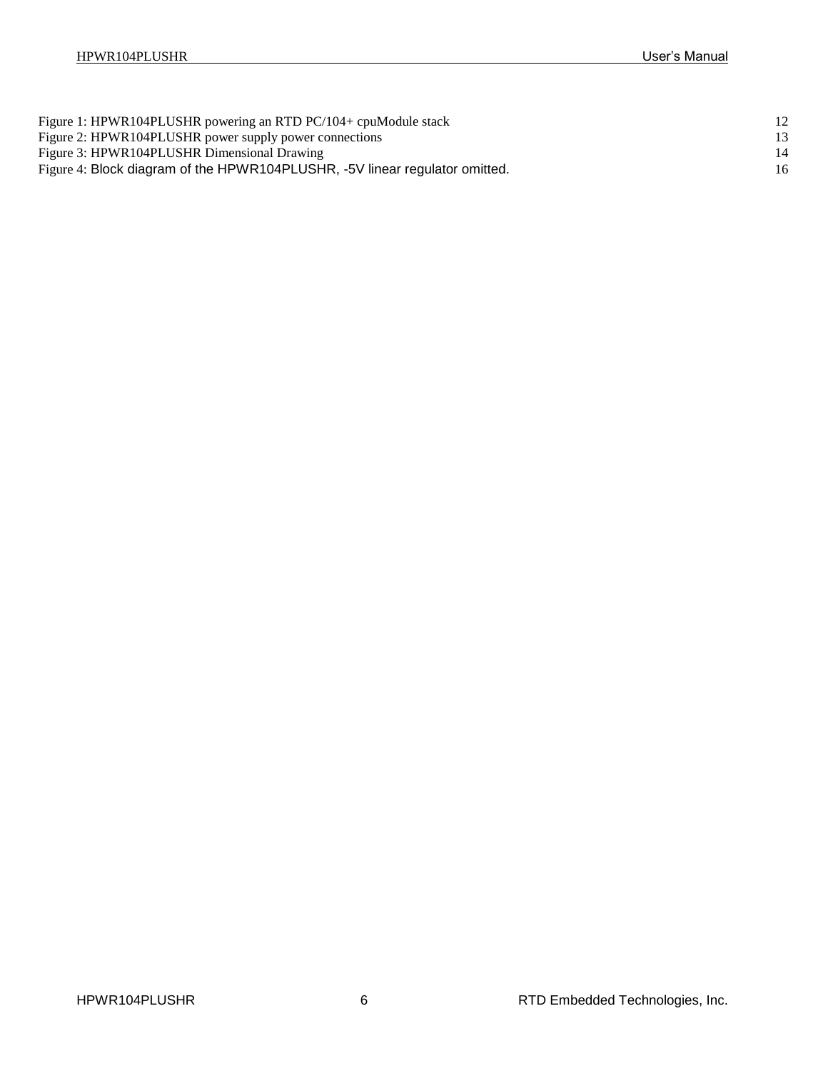Figure 1: HPWR104PLUSHR powering an RTD PC/104+ cpuModule stack 12
Figure 2: HPWR104PLUSHR power supply power connections 13
Figure 3: HPWR104PLUSHR Dimensional Drawing 14
Figure 4: Block diagram of the HPWR104PLUSHR, -5V linear regulator omitted. 16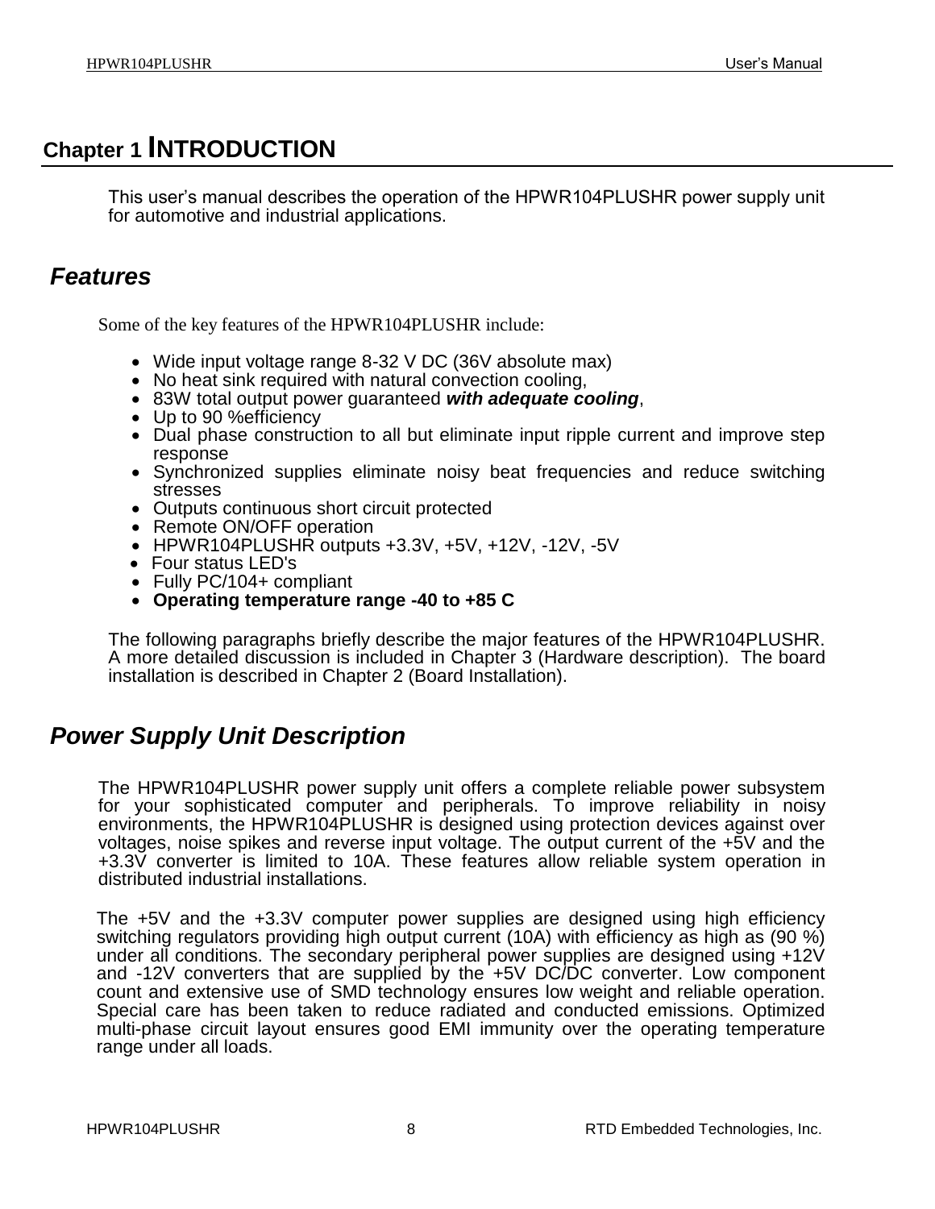# Chapter 1 INTRODUCTION

This user's manual describes the operation of the HPWR104PLUSHR power supply unit for automotive and industrial applications.

## Features

Some of the key features of the HPWR104PLUSHR include:

- Wide input voltage range 8-32 V DC (36V absolute max)
- No heat sink required with natural convection cooling,
- 83W total output power guaranteed ***with adequate cooling***,
- Up to 90 %efficiency
- Dual phase construction to all but eliminate input ripple current and improve step response
- Synchronized supplies eliminate noisy beat frequencies and reduce switching stresses
- Outputs continuous short circuit protected
- Remote ON/OFF operation
- HPWR104PLUSHR outputs +3.3V, +5V, +12V, -12V, -5V
- Four status LED's
- Fully PC/104+ compliant
- **Operating temperature range -40 to +85 C**

The following paragraphs briefly describe the major features of the HPWR104PLUSHR. A more detailed discussion is included in Chapter 3 (Hardware description). The board installation is described in Chapter 2 (Board Installation).

## Power Supply Unit Description

The HPWR104PLUSHR power supply unit offers a complete reliable power subsystem for your sophisticated computer and peripherals. To improve reliability in noisy environments, the HPWR104PLUSHR is designed using protection devices against over voltages, noise spikes and reverse input voltage. The output current of the +5V and the +3.3V converter is limited to 10A. These features allow reliable system operation in distributed industrial installations.

The +5V and the +3.3V computer power supplies are designed using high efficiency switching regulators providing high output current (10A) with efficiency as high as (90 %) under all conditions. The secondary peripheral power supplies are designed using +12V and -12V converters that are supplied by the +5V DC/DC converter. Low component count and extensive use of SMD technology ensures low weight and reliable operation. Special care has been taken to reduce radiated and conducted emissions. Optimized multi-phase circuit layout ensures good EMI immunity over the operating temperature range under all loads.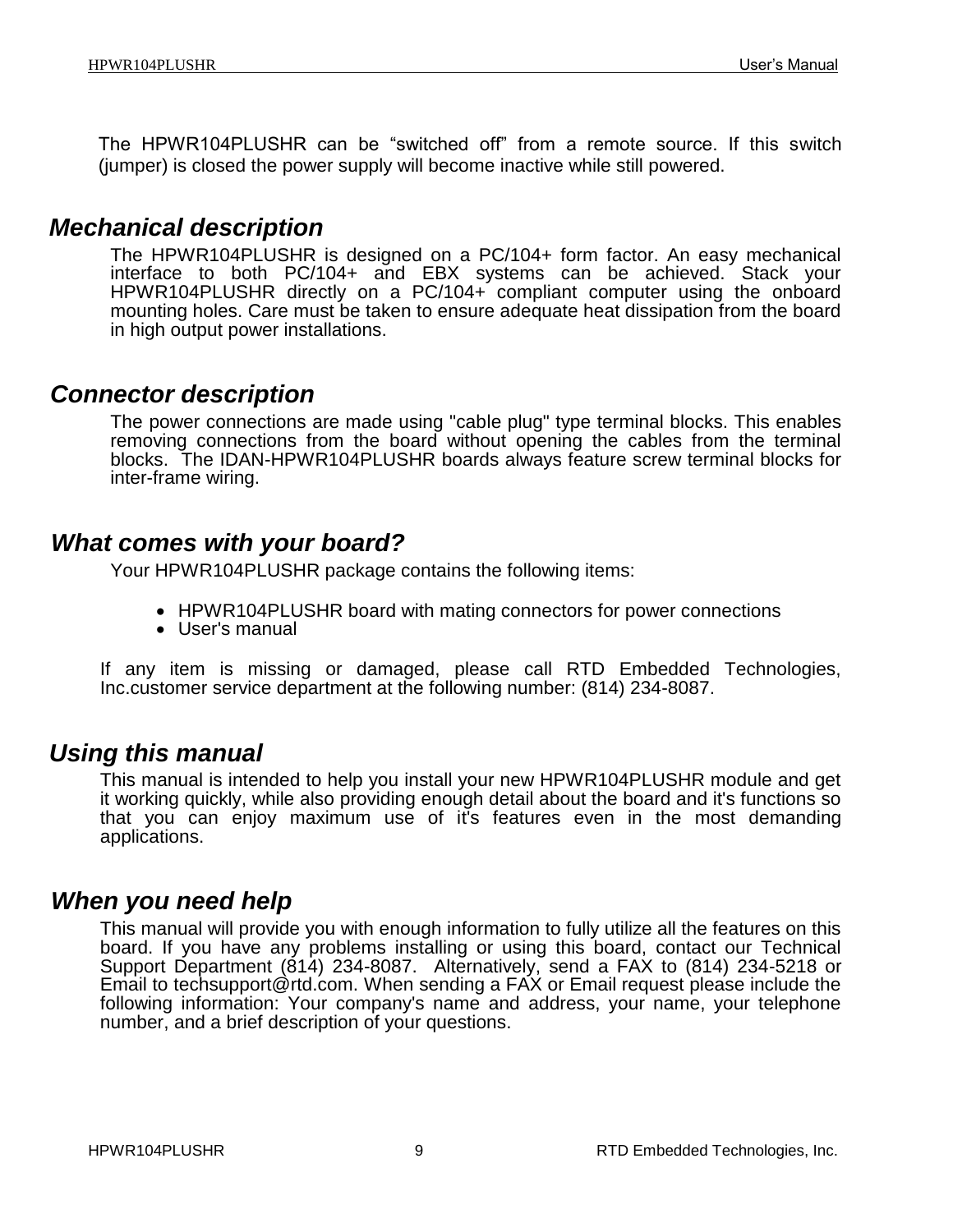The HPWR104PLUSHR can be “switched off” from a remote source. If this switch (jumper) is closed the power supply will become inactive while still powered.

## *Mechanical description*

The HPWR104PLUSHR is designed on a PC/104+ form factor. An easy mechanical interface to both PC/104+ and EBX systems can be achieved. Stack your HPWR104PLUSHR directly on a PC/104+ compliant computer using the onboard mounting holes. Care must be taken to ensure adequate heat dissipation from the board in high output power installations.

## *Connector description*

The power connections are made using "cable plug" type terminal blocks. This enables removing connections from the board without opening the cables from the terminal blocks. The IDAN-HPWR104PLUSHR boards always feature screw terminal blocks for inter-frame wiring.

## *What comes with your board?*

Your HPWR104PLUSHR package contains the following items:

- HPWR104PLUSHR board with mating connectors for power connections
- User's manual

If any item is missing or damaged, please call RTD Embedded Technologies, Inc.customer service department at the following number: (814) 234-8087.

## *Using this manual*

This manual is intended to help you install your new HPWR104PLUSHR module and get it working quickly, while also providing enough detail about the board and it's functions so that you can enjoy maximum use of it's features even in the most demanding applications.

## *When you need help*

This manual will provide you with enough information to fully utilize all the features on this board. If you have any problems installing or using this board, contact our Technical Support Department (814) 234-8087. Alternatively, send a FAX to (814) 234-5218 or Email to techsupport@rtd.com. When sending a FAX or Email request please include the following information: Your company's name and address, your name, your telephone number, and a brief description of your questions.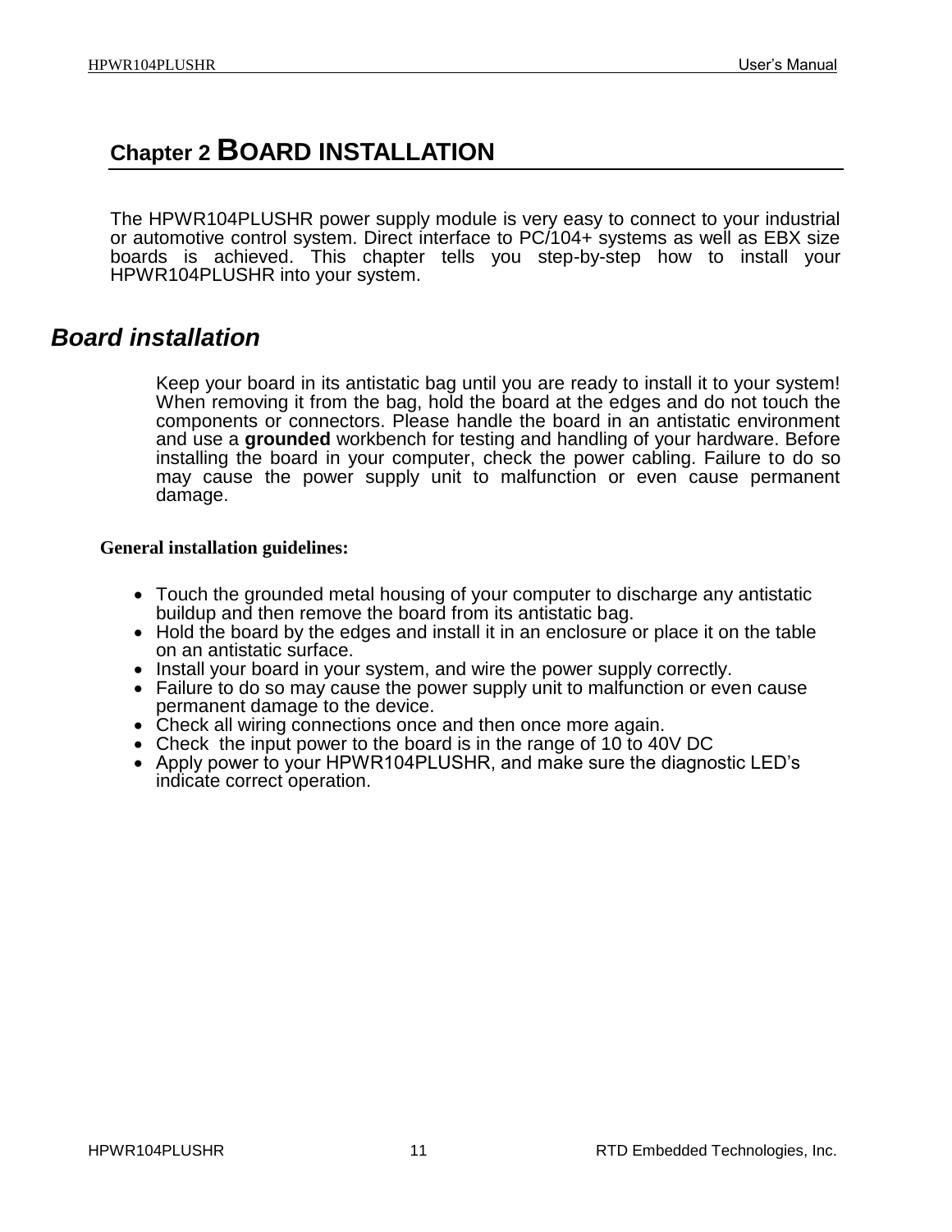# Chapter 2 BOARD INSTALLATION

The HPWR104PLUSHR power supply module is very easy to connect to your industrial or automotive control system. Direct interface to PC/104+ systems as well as EBX size boards is achieved. This chapter tells you step-by-step how to install your HPWR104PLUSHR into your system.

## *Board installation*

Keep your board in its antistatic bag until you are ready to install it to your system! When removing it from the bag, hold the board at the edges and do not touch the components or connectors. Please handle the board in an antistatic environment and use a **grounded** workbench for testing and handling of your hardware. Before installing the board in your computer, check the power cabling. Failure to do so may cause the power supply unit to malfunction or even cause permanent damage.

### General installation guidelines:

- Touch the grounded metal housing of your computer to discharge any antistatic buildup and then remove the board from its antistatic bag.
- Hold the board by the edges and install it in an enclosure or place it on the table on an antistatic surface.
- Install your board in your system, and wire the power supply correctly.
- Failure to do so may cause the power supply unit to malfunction or even cause permanent damage to the device.
- Check all wiring connections once and then once more again.
- Check  the input power to the board is in the range of 10 to 40V DC
- Apply power to your HPWR104PLUSHR, and make sure the diagnostic LED's indicate correct operation.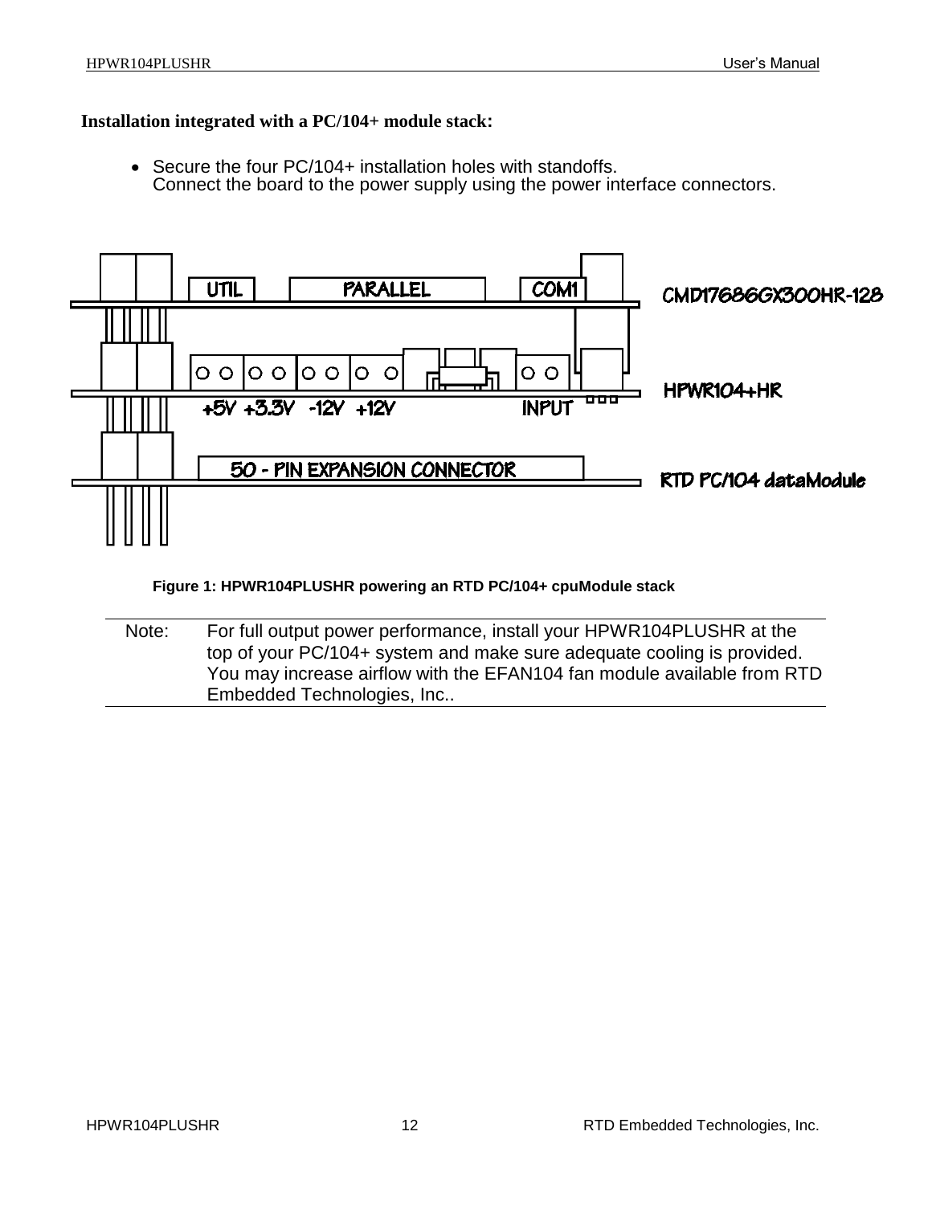**Installation integrated with a PC/104+ module stack:**

- Secure the four PC/104+ installation holes with standoffs.
  Connect the board to the power supply using the power interface connectors.

Figure 1: HPWR104PLUSHR powering an RTD PC/104+ cpuModule stack

| Note: | For full output power performance, install your HPWR104PLUSHR at the top of your PC/104+ system and make sure adequate cooling is provided. You may increase airflow with the EFAN104 fan module available from RTD Embedded Technologies, Inc.. |
|---|---|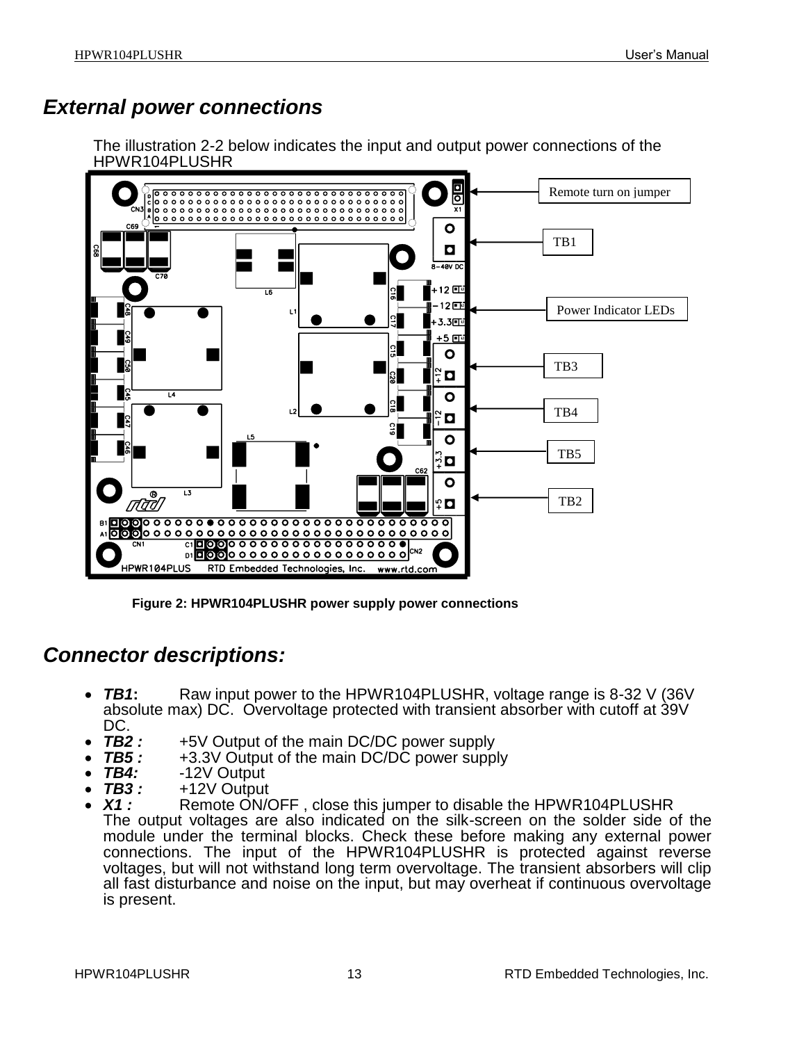# External power connections

The illustration 2-2 below indicates the input and output power connections of the HPWR104PLUSHR

Figure 2: HPWR104PLUSHR power supply power connections

# Connector descriptions:

- ***TB1*:** Raw input power to the HPWR104PLUSHR, voltage range is 8-32 V (36V absolute max) DC. Overvoltage protected with transient absorber with cutoff at 39V DC.
- ***TB2 :*** +5V Output of the main DC/DC power supply
- ***TB5 :*** +3.3V Output of the main DC/DC power supply
- ***TB4:*** -12V Output
- ***TB3 :*** +12V Output
- ***X1 :*** Remote ON/OFF , close this jumper to disable the HPWR104PLUSHR

  The output voltages are also indicated on the silk-screen on the solder side of the module under the terminal blocks. Check these before making any external power connections. The input of the HPWR104PLUSHR is protected against reverse voltages, but will not withstand long term overvoltage. The transient absorbers will clip all fast disturbance and noise on the input, but may overheat if continuous overvoltage is present.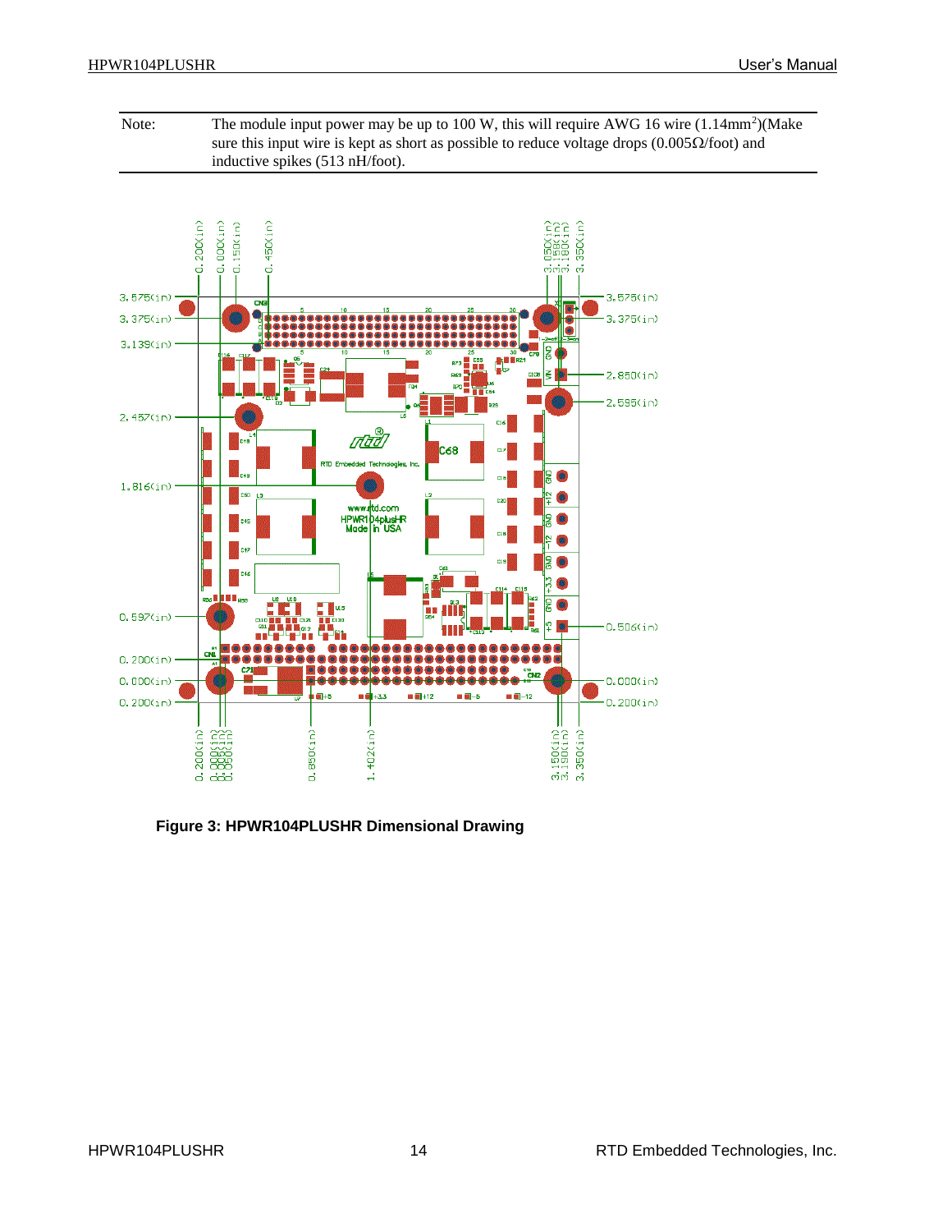| Note: | The module input power may be up to 100 W, this will require AWG 16 wire ($1.14mm^2$)(Make sure this input wire is kept as short as possible to reduce voltage drops (0.005Ω/foot) and inductive spikes (513 nH/foot). |
|---|---|

**Figure 3: HPWR104PLUSHR Dimensional Drawing**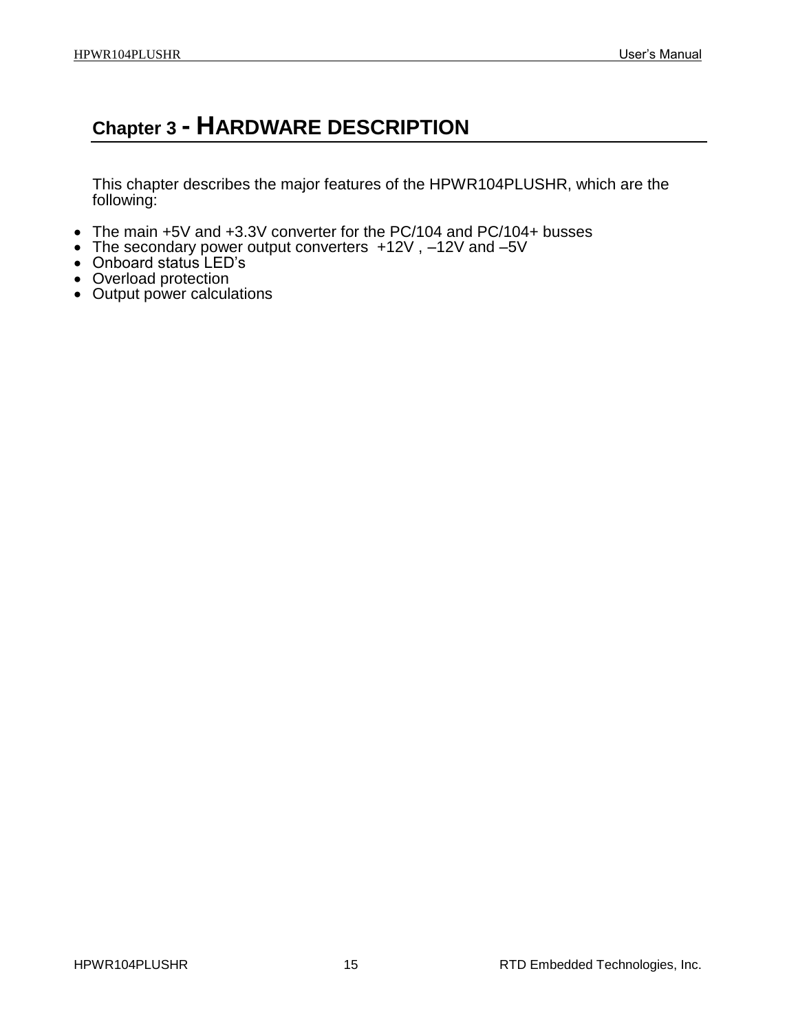# Chapter 3 - HARDWARE DESCRIPTION

This chapter describes the major features of the HPWR104PLUSHR, which are the following:

- The main +5V and +3.3V converter for the PC/104 and PC/104+ busses
- The secondary power output converters +12V , –12V and –5V
- Onboard status LED's
- Overload protection
- Output power calculations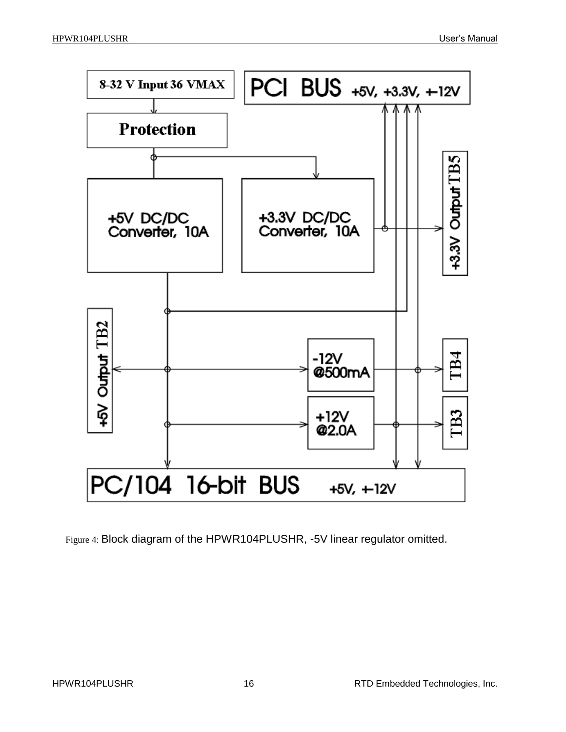Figure 4: Block diagram of the HPWR104PLUSHR, -5V linear regulator omitted.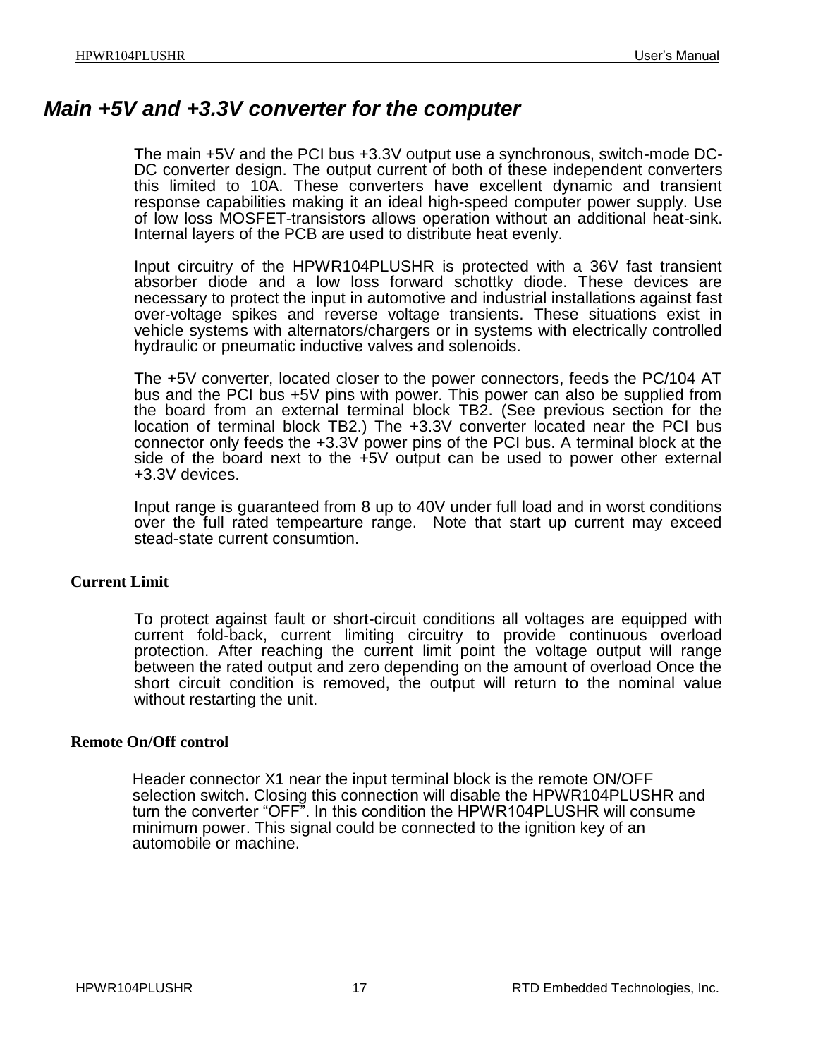## *Main +5V and +3.3V converter for the computer*

The main +5V and the PCI bus +3.3V output use a synchronous, switch-mode DC-DC converter design. The output current of both of these independent converters this limited to 10A. These converters have excellent dynamic and transient response capabilities making it an ideal high-speed computer power supply. Use of low loss MOSFET-transistors allows operation without an additional heat-sink. Internal layers of the PCB are used to distribute heat evenly.

Input circuitry of the HPWR104PLUSHR is protected with a 36V fast transient absorber diode and a low loss forward schottky diode. These devices are necessary to protect the input in automotive and industrial installations against fast over-voltage spikes and reverse voltage transients. These situations exist in vehicle systems with alternators/chargers or in systems with electrically controlled hydraulic or pneumatic inductive valves and solenoids.

The +5V converter, located closer to the power connectors, feeds the PC/104 AT bus and the PCI bus +5V pins with power. This power can also be supplied from the board from an external terminal block TB2. (See previous section for the location of terminal block TB2.) The +3.3V converter located near the PCI bus connector only feeds the +3.3V power pins of the PCI bus. A terminal block at the side of the board next to the +5V output can be used to power other external +3.3V devices.

Input range is guaranteed from 8 up to 40V under full load and in worst conditions over the full rated tempearture range. Note that start up current may exceed stead-state current consumtion.

### Current Limit

To protect against fault or short-circuit conditions all voltages are equipped with current fold-back, current limiting circuitry to provide continuous overload protection. After reaching the current limit point the voltage output will range between the rated output and zero depending on the amount of overload Once the short circuit condition is removed, the output will return to the nominal value without restarting the unit.

### Remote On/Off control

Header connector X1 near the input terminal block is the remote ON/OFF selection switch. Closing this connection will disable the HPWR104PLUSHR and turn the converter “OFF”. In this condition the HPWR104PLUSHR will consume minimum power. This signal could be connected to the ignition key of an automobile or machine.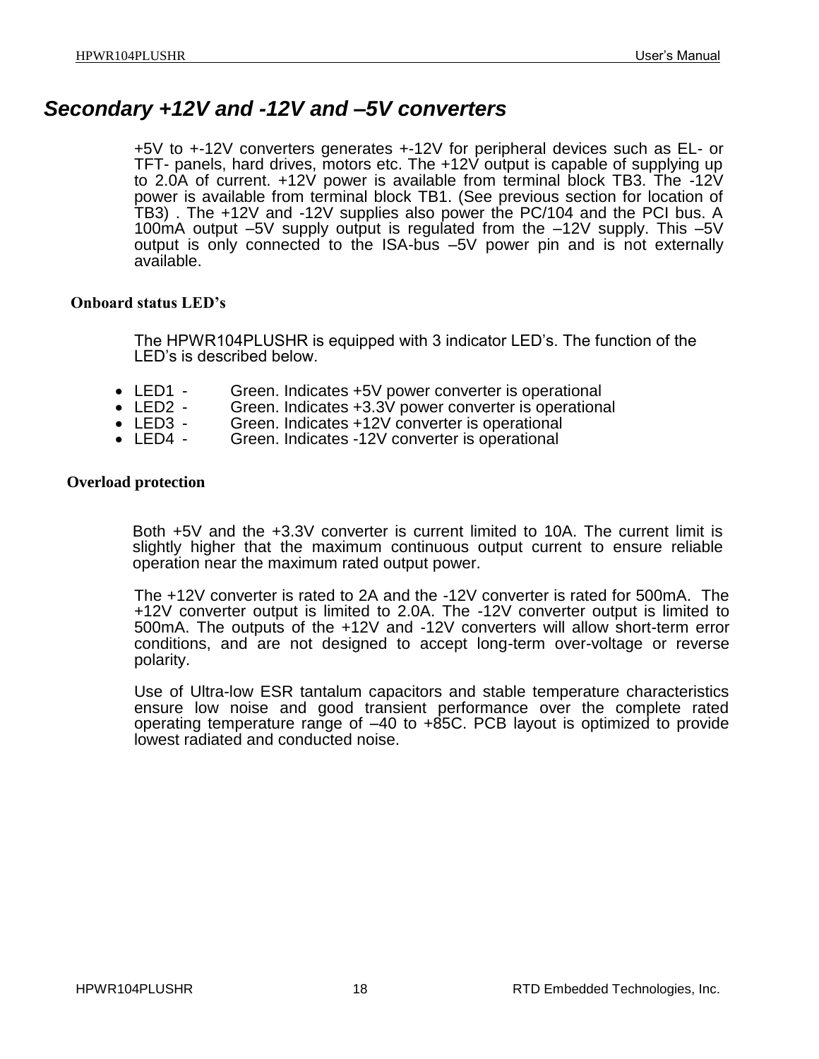## *Secondary +12V and -12V and –5V converters*

+5V to +-12V converters generates +-12V for peripheral devices such as EL- or TFT- panels, hard drives, motors etc. The +12V output is capable of supplying up to 2.0A of current. +12V power is available from terminal block TB3. The -12V power is available from terminal block TB1. (See previous section for location of TB3) . The +12V and -12V supplies also power the PC/104 and the PCI bus. A 100mA output –5V supply output is regulated from the –12V supply. This –5V output is only connected to the ISA-bus –5V power pin and is not externally available.

### Onboard status LED's

The HPWR104PLUSHR is equipped with 3 indicator LED's. The function of the LED's is described below.

- LED1 - Green. Indicates +5V power converter is operational
- LED2 - Green. Indicates +3.3V power converter is operational
- LED3 - Green. Indicates +12V converter is operational
- LED4 - Green. Indicates -12V converter is operational

### Overload protection

Both +5V and the +3.3V converter is current limited to 10A. The current limit is slightly higher that the maximum continuous output current to ensure reliable operation near the maximum rated output power.

The +12V converter is rated to 2A and the -12V converter is rated for 500mA. The +12V converter output is limited to 2.0A. The -12V converter output is limited to 500mA. The outputs of the +12V and -12V converters will allow short-term error conditions, and are not designed to accept long-term over-voltage or reverse polarity.

Use of Ultra-low ESR tantalum capacitors and stable temperature characteristics ensure low noise and good transient performance over the complete rated operating temperature range of –40 to +85C. PCB layout is optimized to provide lowest radiated and conducted noise.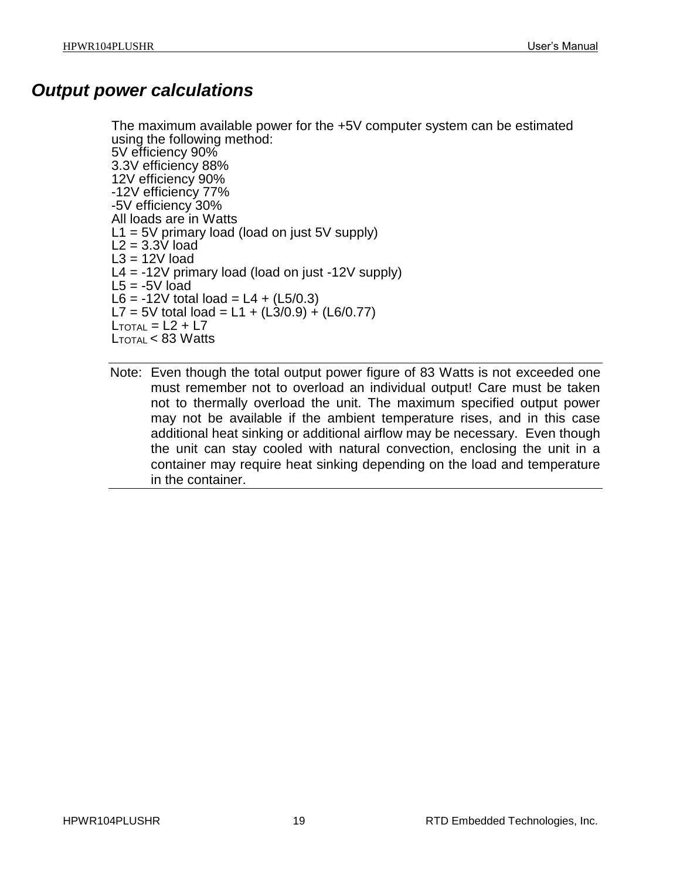## *Output power calculations*

The maximum available power for the +5V computer system can be estimated using the following method:
5V efficiency 90%
3.3V efficiency 88%
12V efficiency 90%
-12V efficiency 77%
-5V efficiency 30%
All loads are in Watts
L1 = 5V primary load (load on just 5V supply)
L2 = 3.3V load
L3 = 12V load
L4 = -12V primary load (load on just -12V supply)
L5 = -5V load
L6 = -12V total load = L4 + (L5/0.3)
L7 = 5V total load = L1 + (L3/0.9) + (L6/0.77)
$L_{TOTAL}$ = L2 + L7
$L_{TOTAL}$ < 83 Watts

---

Note: Even though the total output power figure of 83 Watts is not exceeded one must remember not to overload an individual output! Care must be taken not to thermally overload the unit. The maximum specified output power may not be available if the ambient temperature rises, and in this case additional heat sinking or additional airflow may be necessary. Even though the unit can stay cooled with natural convection, enclosing the unit in a container may require heat sinking depending on the load and temperature in the container.

---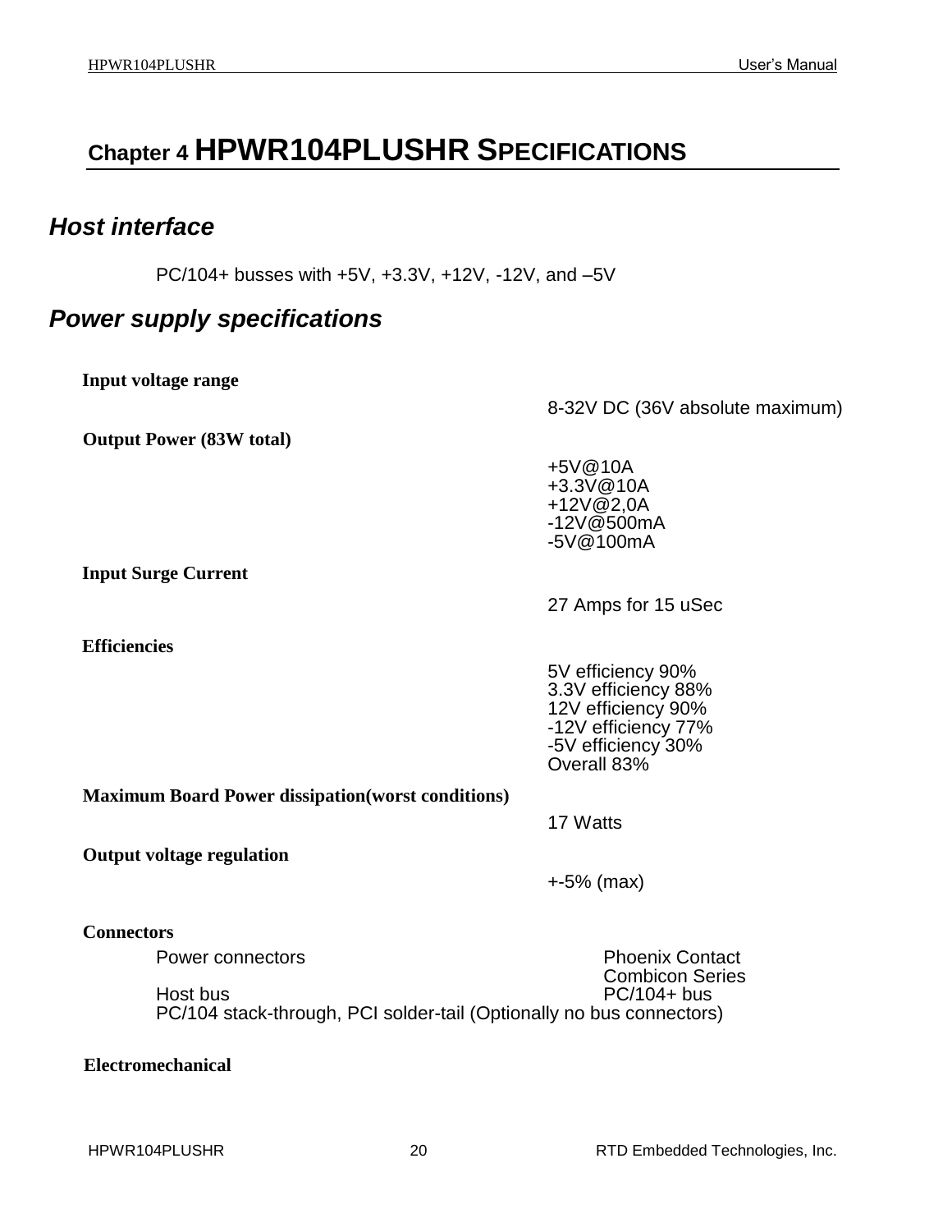# Chapter 4 HPWR104PLUSHR SPECIFICATIONS

## *Host interface*

PC/104+ busses with +5V, +3.3V, +12V, -12V, and –5V

## *Power supply specifications*

**Input voltage range**

8-32V DC (36V absolute maximum)

**Output Power (83W total)**

+5V@10A
+3.3V@10A
+12V@2,0A
-12V@500mA
-5V@100mA

**Input Surge Current**

27 Amps for 15 uSec

**Efficiencies**

5V efficiency 90%
3.3V efficiency 88%
12V efficiency 90%
-12V efficiency 77%
-5V efficiency 30%
Overall 83%

**Maximum Board Power dissipation(worst conditions)**

17 Watts

**Output voltage regulation**

+-5% (max)

**Connectors**

Power connectors — Phoenix Contact Combicon Series
Host bus — PC/104+ bus
PC/104 stack-through, PCI solder-tail (Optionally no bus connectors)

**Electromechanical**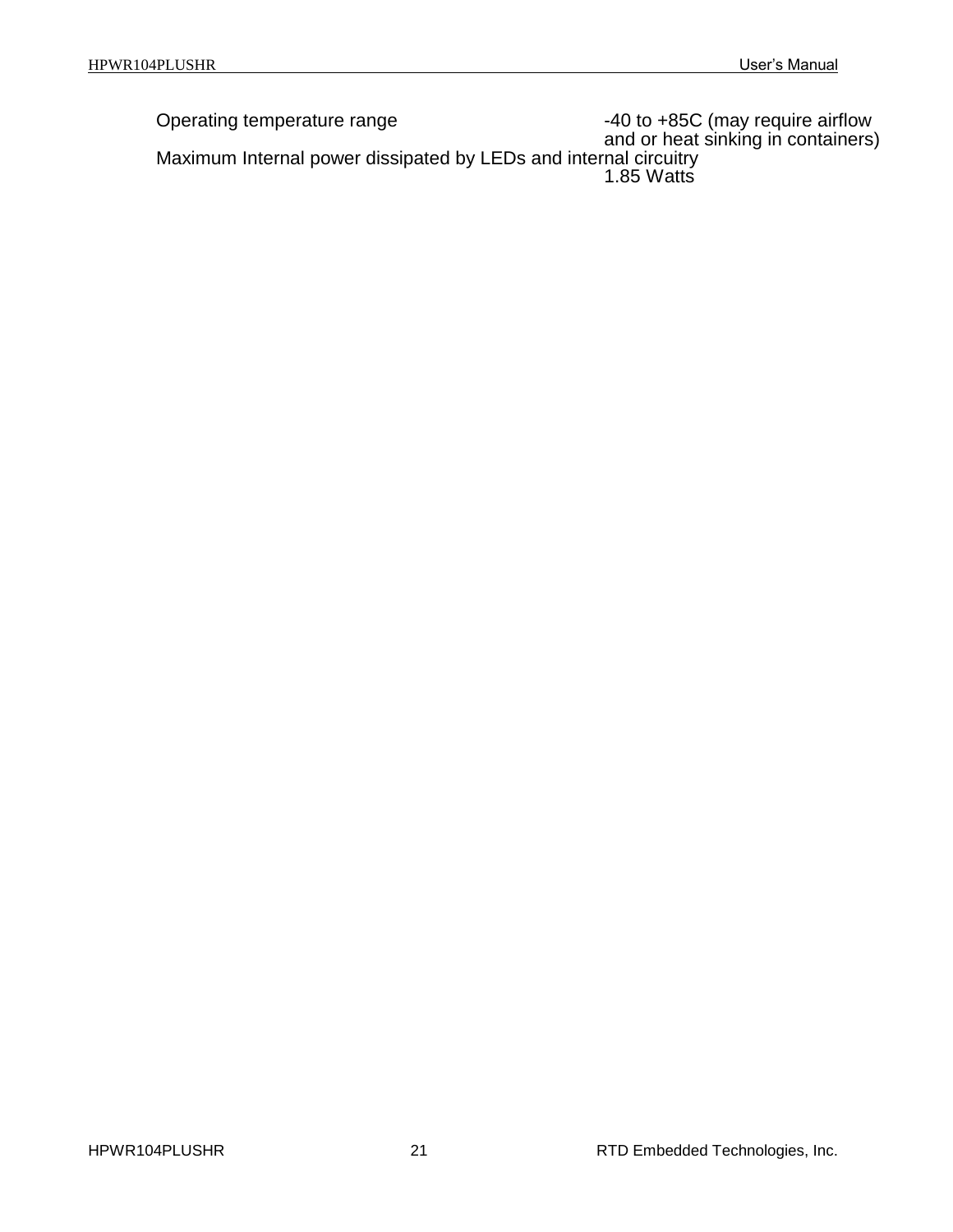| | |
|---|---|
| Operating temperature range | -40 to +85C (may require airflow and or heat sinking in containers) |
| Maximum Internal power dissipated by LEDs and internal circuitry | 1.85 Watts |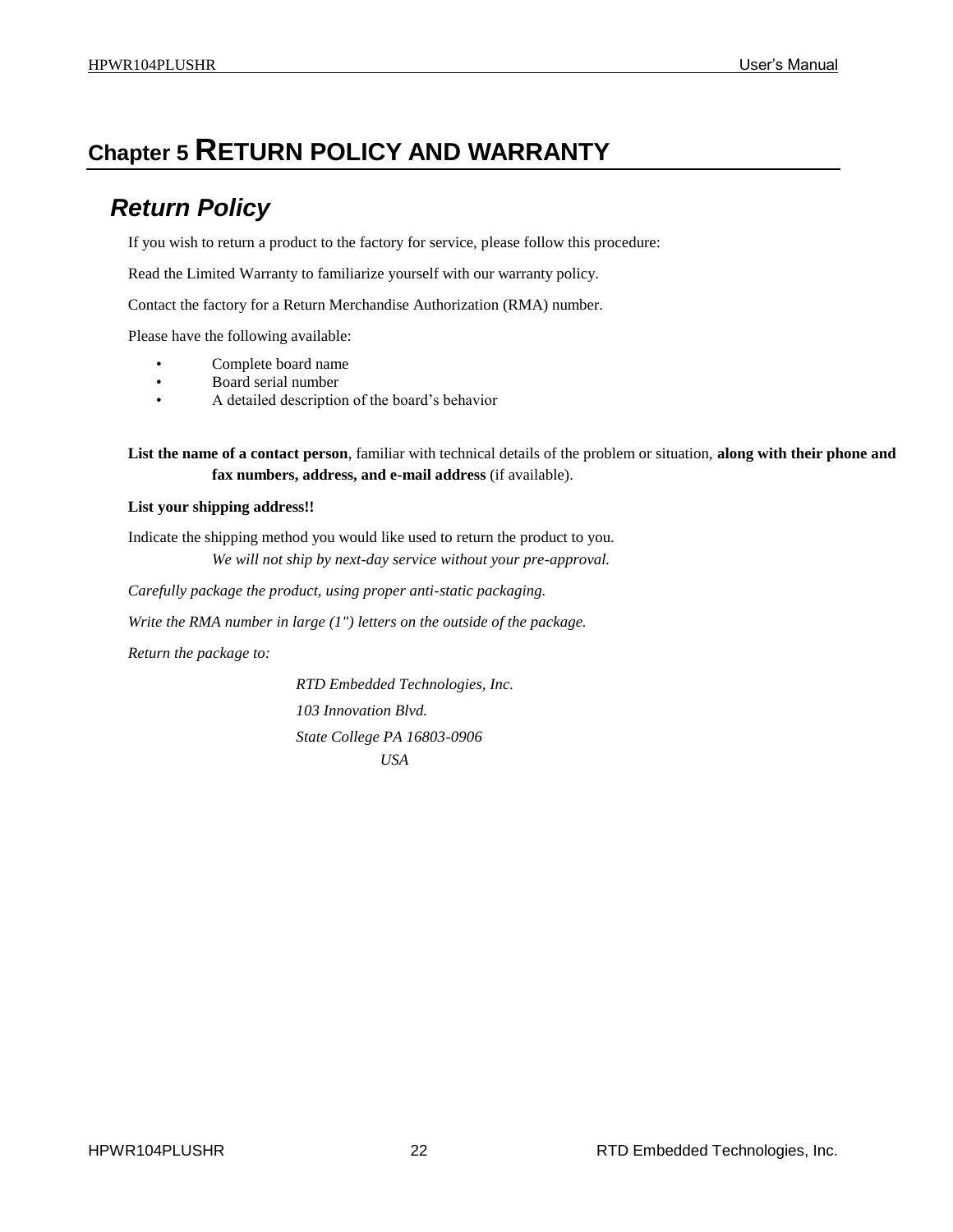# Chapter 5 RETURN POLICY AND WARRANTY

## *Return Policy*

If you wish to return a product to the factory for service, please follow this procedure:

Read the Limited Warranty to familiarize yourself with our warranty policy.

Contact the factory for a Return Merchandise Authorization (RMA) number.

Please have the following available:

- Complete board name
- Board serial number
- A detailed description of the board's behavior

**List the name of a contact person**, familiar with technical details of the problem or situation, **along with their phone and fax numbers, address, and e-mail address** (if available).

**List your shipping address!!**

Indicate the shipping method you would like used to return the product to you.

*We will not ship by next-day service without your pre-approval.*

*Carefully package the product, using proper anti-static packaging.*

*Write the RMA number in large (1") letters on the outside of the package.*

*Return the package to:*

*RTD Embedded Technologies, Inc.*
*103 Innovation Blvd.*
*State College PA 16803-0906*
*USA*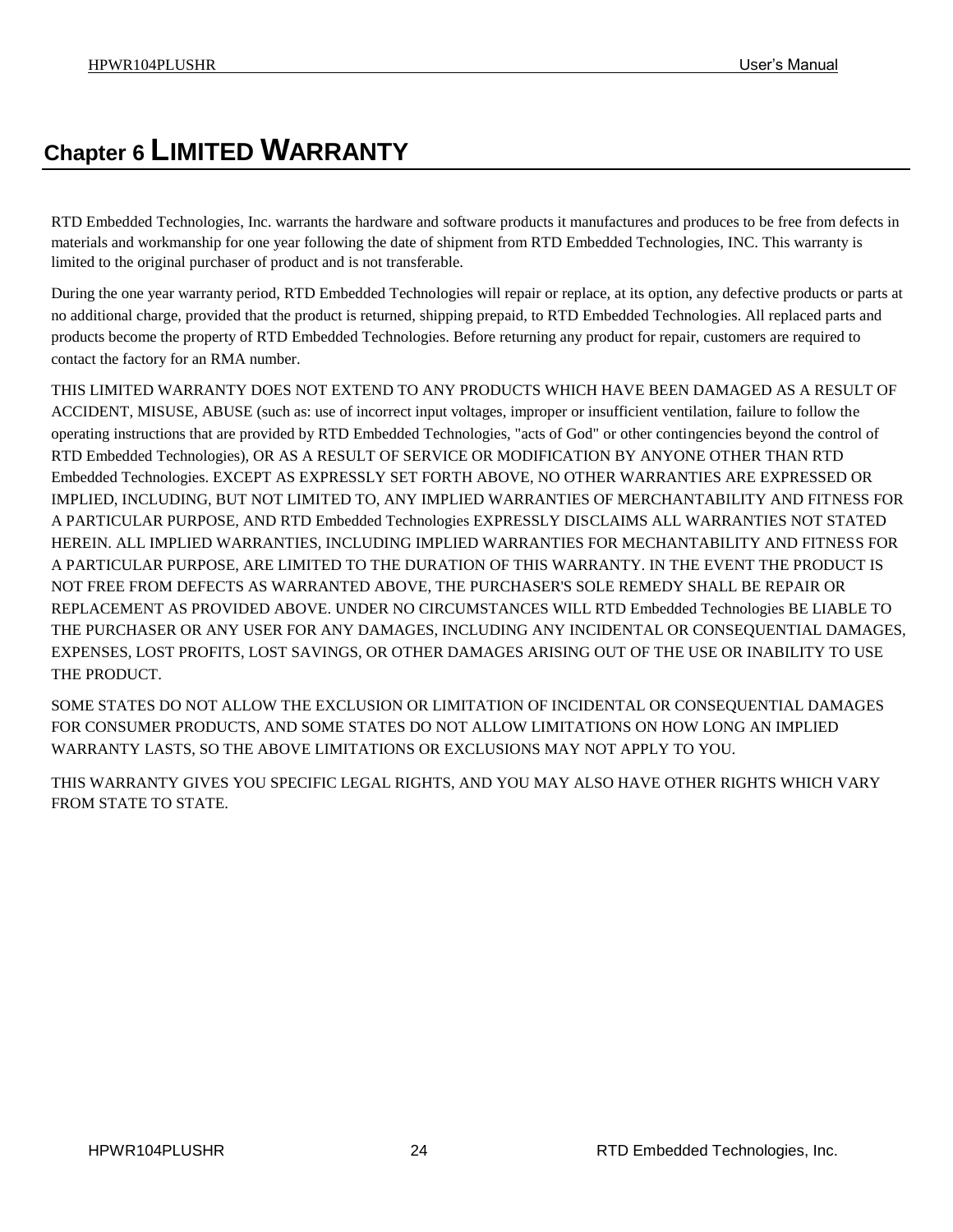# Chapter 6 LIMITED WARRANTY

RTD Embedded Technologies, Inc. warrants the hardware and software products it manufactures and produces to be free from defects in materials and workmanship for one year following the date of shipment from RTD Embedded Technologies, INC. This warranty is limited to the original purchaser of product and is not transferable.

During the one year warranty period, RTD Embedded Technologies will repair or replace, at its option, any defective products or parts at no additional charge, provided that the product is returned, shipping prepaid, to RTD Embedded Technologies. All replaced parts and products become the property of RTD Embedded Technologies. Before returning any product for repair, customers are required to contact the factory for an RMA number.

THIS LIMITED WARRANTY DOES NOT EXTEND TO ANY PRODUCTS WHICH HAVE BEEN DAMAGED AS A RESULT OF ACCIDENT, MISUSE, ABUSE (such as: use of incorrect input voltages, improper or insufficient ventilation, failure to follow the operating instructions that are provided by RTD Embedded Technologies, "acts of God" or other contingencies beyond the control of RTD Embedded Technologies), OR AS A RESULT OF SERVICE OR MODIFICATION BY ANYONE OTHER THAN RTD Embedded Technologies. EXCEPT AS EXPRESSLY SET FORTH ABOVE, NO OTHER WARRANTIES ARE EXPRESSED OR IMPLIED, INCLUDING, BUT NOT LIMITED TO, ANY IMPLIED WARRANTIES OF MERCHANTABILITY AND FITNESS FOR A PARTICULAR PURPOSE, AND RTD Embedded Technologies EXPRESSLY DISCLAIMS ALL WARRANTIES NOT STATED HEREIN. ALL IMPLIED WARRANTIES, INCLUDING IMPLIED WARRANTIES FOR MECHANTABILITY AND FITNESS FOR A PARTICULAR PURPOSE, ARE LIMITED TO THE DURATION OF THIS WARRANTY. IN THE EVENT THE PRODUCT IS NOT FREE FROM DEFECTS AS WARRANTED ABOVE, THE PURCHASER'S SOLE REMEDY SHALL BE REPAIR OR REPLACEMENT AS PROVIDED ABOVE. UNDER NO CIRCUMSTANCES WILL RTD Embedded Technologies BE LIABLE TO THE PURCHASER OR ANY USER FOR ANY DAMAGES, INCLUDING ANY INCIDENTAL OR CONSEQUENTIAL DAMAGES, EXPENSES, LOST PROFITS, LOST SAVINGS, OR OTHER DAMAGES ARISING OUT OF THE USE OR INABILITY TO USE THE PRODUCT.

SOME STATES DO NOT ALLOW THE EXCLUSION OR LIMITATION OF INCIDENTAL OR CONSEQUENTIAL DAMAGES FOR CONSUMER PRODUCTS, AND SOME STATES DO NOT ALLOW LIMITATIONS ON HOW LONG AN IMPLIED WARRANTY LASTS, SO THE ABOVE LIMITATIONS OR EXCLUSIONS MAY NOT APPLY TO YOU.

THIS WARRANTY GIVES YOU SPECIFIC LEGAL RIGHTS, AND YOU MAY ALSO HAVE OTHER RIGHTS WHICH VARY FROM STATE TO STATE.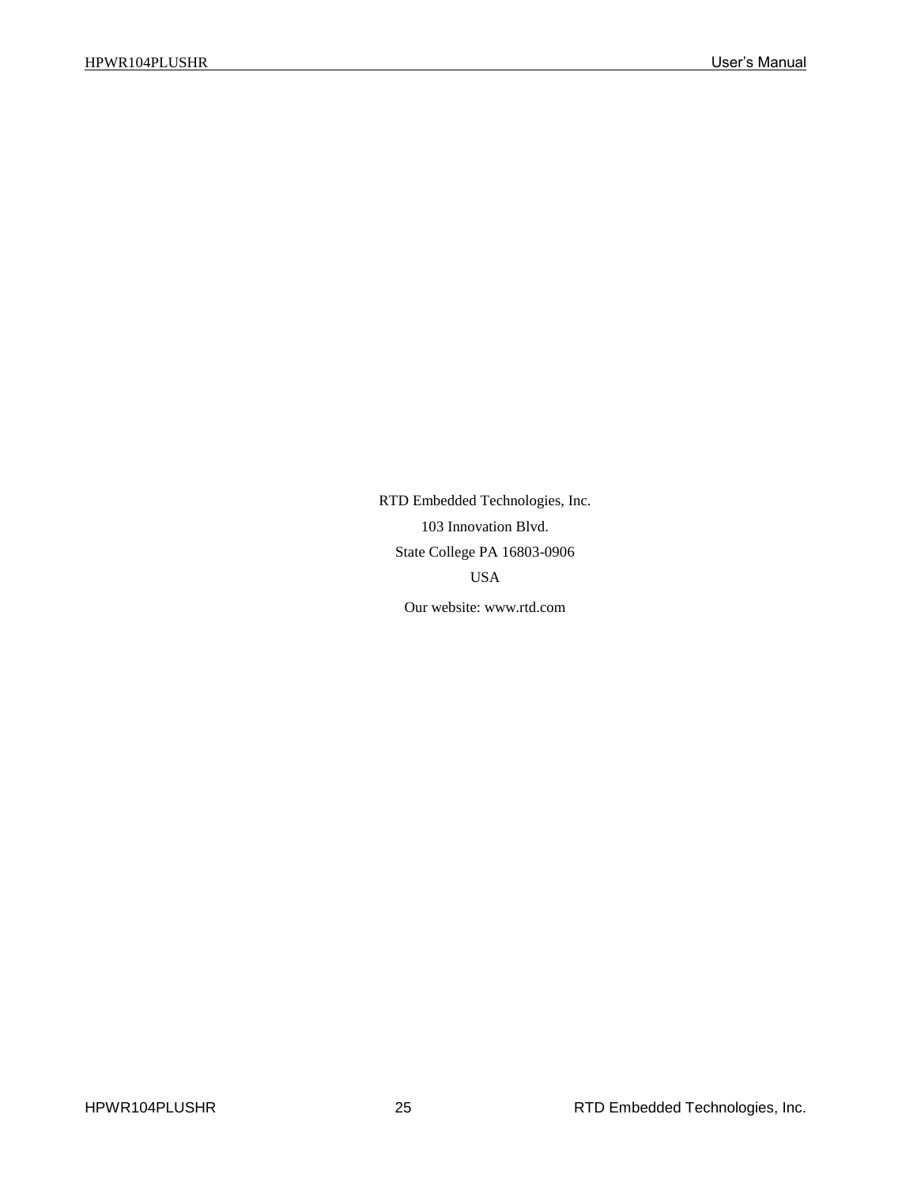RTD Embedded Technologies, Inc.

103 Innovation Blvd.

State College PA 16803-0906

USA

Our website: www.rtd.com